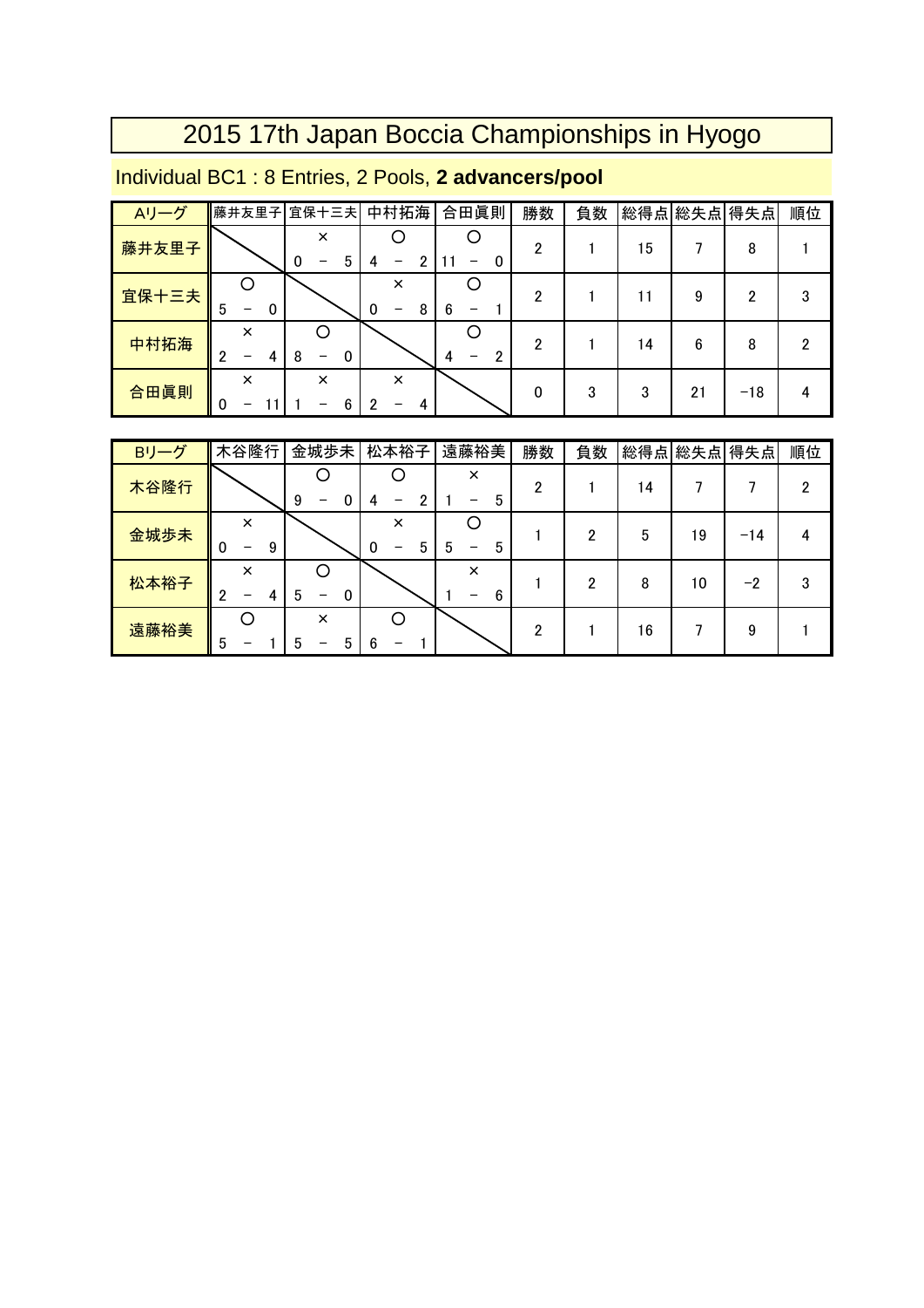# 2015 17th Japan Boccia Championships in Hyogo

Individual BC1 : 8 Entries, 2 Pools, **2 advancers/pool**

| Aリーグ | 藤井友里子 | 宜保十三夫 | 中村拓海 | 合田眞則 | 勝数 | 負数 | 総得点 | 総失点 | 得失点 | 順位 |
|---|---|---|---|---|---|---|---|---|---|---|
| 藤井友里子 | | × 0 － 5 | ○ 4 － 2 | ○ 11 － 0 | 2 | 1 | 15 | 7 | 8 | 1 |
| 宜保十三夫 | ○ 5 － 0 | | × 0 － 8 | ○ 6 － 1 | 2 | 1 | 11 | 9 | 2 | 3 |
| 中村拓海 | × 2 － 4 | ○ 8 － 0 | | ○ 4 － 2 | 2 | 1 | 14 | 6 | 8 | 2 |
| 合田眞則 | × 0 － 11 | × 1 － 6 | × 2 － 4 | | 0 | 3 | 3 | 21 | −18 | 4 |

| Bリーグ | 木谷隆行 | 金城歩未 | 松本裕子 | 遠藤裕美 | 勝数 | 負数 | 総得点 | 総失点 | 得失点 | 順位 |
|---|---|---|---|---|---|---|---|---|---|---|
| 木谷隆行 | | ○ 9 － 0 | ○ 4 － 2 | × 1 － 5 | 2 | 1 | 14 | 7 | 7 | 2 |
| 金城歩未 | × 0 － 9 | | × 0 － 5 | ○ 5 － 5 | 1 | 2 | 5 | 19 | −14 | 4 |
| 松本裕子 | × 2 － 4 | ○ 5 － 0 | | × 1 － 6 | 1 | 2 | 8 | 10 | −2 | 3 |
| 遠藤裕美 | ○ 5 － 1 | × 5 － 5 | ○ 6 － 1 | | 2 | 1 | 16 | 7 | 9 | 1 |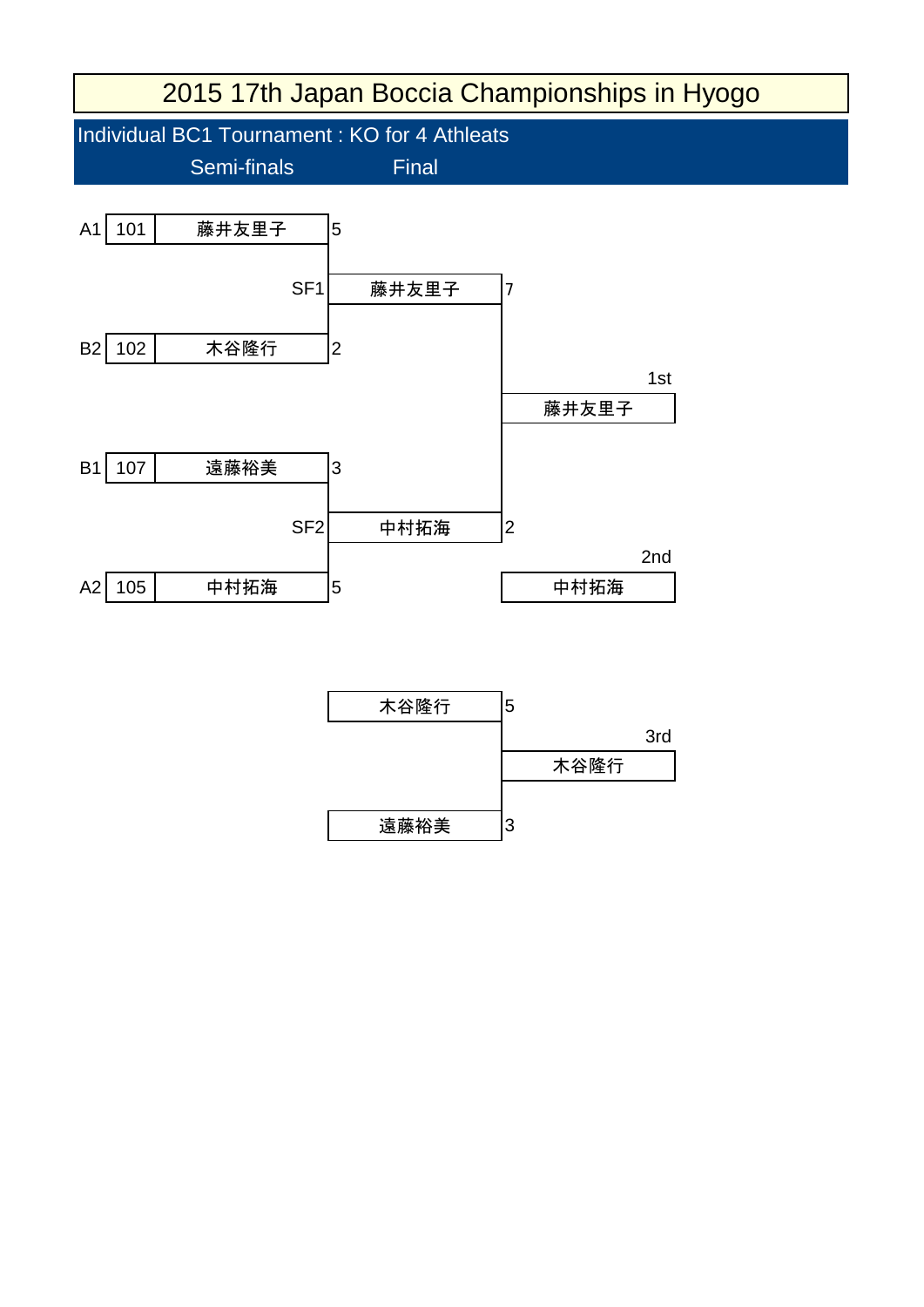# 2015 17th Japan Boccia Championships in Hyogo

## Individual BC1 Tournament : KO for 4 Athleats

### Semi-finals

| Match | Seed | No. | Name | Score |
|---|---|---|---|---|
| SF1 | A1 | 101 | 藤井友里子 | 5 |
| SF1 | B2 | 102 | 木谷隆行 | 2 |
| SF2 | B1 | 107 | 遠藤裕美 | 3 |
| SF2 | A2 | 105 | 中村拓海 | 5 |

### Final

| Name | Score |
|---|---|
| 藤井友里子 | 7 |
| 中村拓海 | 2 |

### 3rd Place Match

| Name | Score |
|---|---|
| 木谷隆行 | 5 |
| 遠藤裕美 | 3 |

### Results

| Rank | Name |
|---|---|
| 1st | 藤井友里子 |
| 2nd | 中村拓海 |
| 3rd | 木谷隆行 |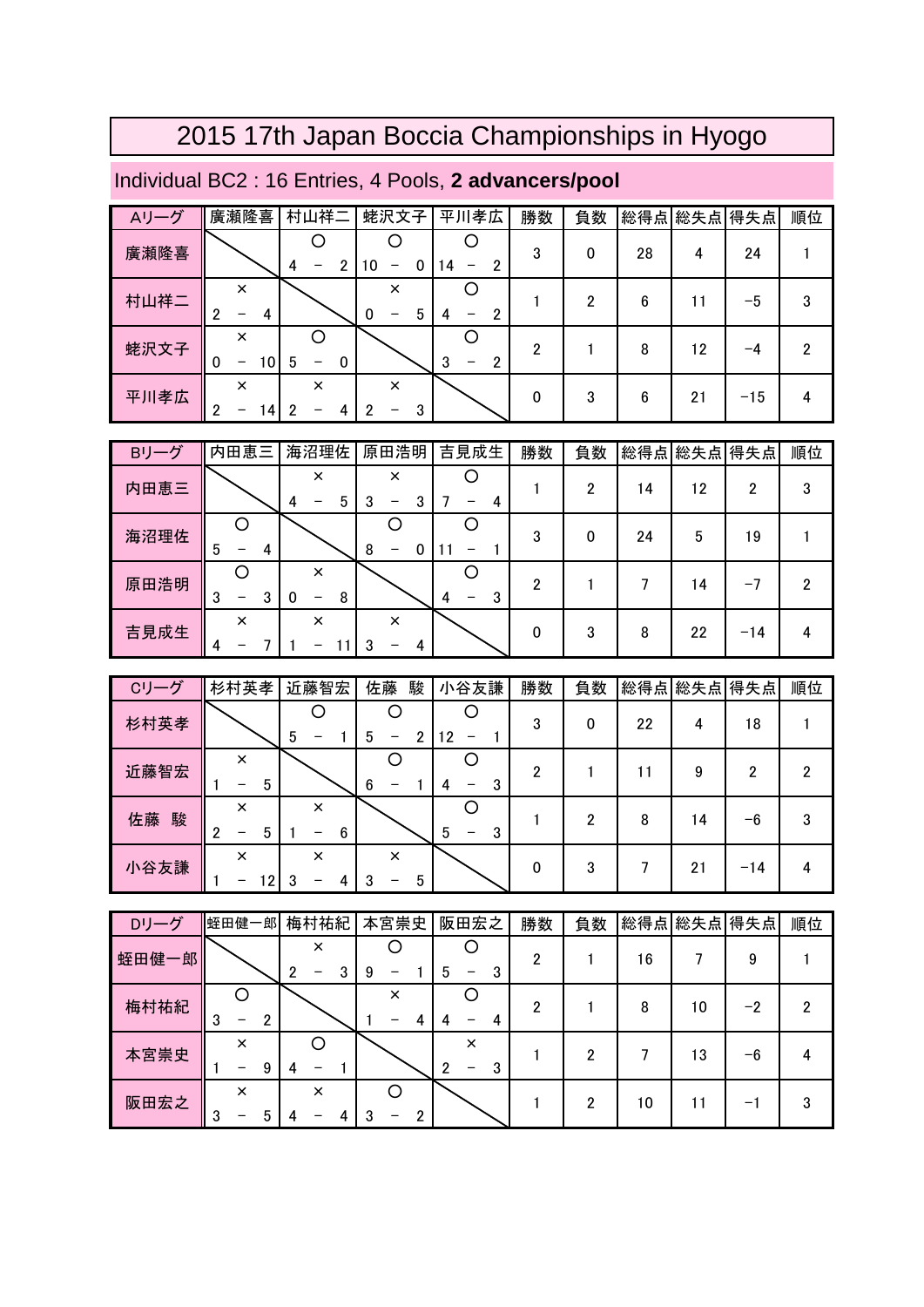# 2015 17th Japan Boccia Championships in Hyogo

## Individual BC2 : 16 Entries, 4 Pools, **2 advancers/pool**

| Aリーグ | 廣瀬隆喜 | 村山祥二 | 蛯沢文子 | 平川孝広 | 勝数 | 負数 | 総得点 | 総失点 | 得失点 | 順位 |
|---|---|---|---|---|---|---|---|---|---|---|
| 廣瀬隆喜 | | ○ 4 － 2 | ○ 10 － 0 | ○ 14 － 2 | 3 | 0 | 28 | 4 | 24 | 1 |
| 村山祥二 | × 2 － 4 | | × 0 － 5 | ○ 4 － 2 | 1 | 2 | 6 | 11 | −5 | 3 |
| 蛯沢文子 | × 0 － 10 | ○ 5 － 0 | | ○ 3 － 2 | 2 | 1 | 8 | 12 | −4 | 2 |
| 平川孝広 | × 2 － 14 | × 2 － 4 | × 2 － 3 | | 0 | 3 | 6 | 21 | −15 | 4 |

| Bリーグ | 内田恵三 | 海沼理佐 | 原田浩明 | 吉見成生 | 勝数 | 負数 | 総得点 | 総失点 | 得失点 | 順位 |
|---|---|---|---|---|---|---|---|---|---|---|
| 内田恵三 | | × 4 － 5 | × 3 － 3 | ○ 7 － 4 | 1 | 2 | 14 | 12 | 2 | 3 |
| 海沼理佐 | ○ 5 － 4 | | ○ 8 － 0 | ○ 11 － 1 | 3 | 0 | 24 | 5 | 19 | 1 |
| 原田浩明 | ○ 3 － 3 | × 0 － 8 | | ○ 4 － 3 | 2 | 1 | 7 | 14 | −7 | 2 |
| 吉見成生 | × 4 － 7 | × 1 － 11 | × 3 － 4 | | 0 | 3 | 8 | 22 | −14 | 4 |

| Cリーグ | 杉村英孝 | 近藤智宏 | 佐藤　駿 | 小谷友謙 | 勝数 | 負数 | 総得点 | 総失点 | 得失点 | 順位 |
|---|---|---|---|---|---|---|---|---|---|---|
| 杉村英孝 | | ○ 5 － 1 | ○ 5 － 2 | ○ 12 － 1 | 3 | 0 | 22 | 4 | 18 | 1 |
| 近藤智宏 | × 1 － 5 | | ○ 6 － 1 | ○ 4 － 3 | 2 | 1 | 11 | 9 | 2 | 2 |
| 佐藤　駿 | × 2 － 5 | × 1 － 6 | | ○ 5 － 3 | 1 | 2 | 8 | 14 | −6 | 3 |
| 小谷友謙 | × 1 － 12 | × 3 － 4 | × 3 － 5 | | 0 | 3 | 7 | 21 | −14 | 4 |

| Dリーグ | 蛭田健一郎 | 梅村祐紀 | 本宮崇史 | 阪田宏之 | 勝数 | 負数 | 総得点 | 総失点 | 得失点 | 順位 |
|---|---|---|---|---|---|---|---|---|---|---|
| 蛭田健一郎 | | × 2 － 3 | ○ 9 － 1 | ○ 5 － 3 | 2 | 1 | 16 | 7 | 9 | 1 |
| 梅村祐紀 | ○ 3 － 2 | | × 1 － 4 | ○ 4 － 4 | 2 | 1 | 8 | 10 | −2 | 2 |
| 本宮崇史 | × 1 － 9 | ○ 4 － 1 | | × 2 － 3 | 1 | 2 | 7 | 13 | −6 | 4 |
| 阪田宏之 | × 3 － 5 | × 4 － 4 | ○ 3 － 2 | | 1 | 2 | 10 | 11 | −1 | 3 |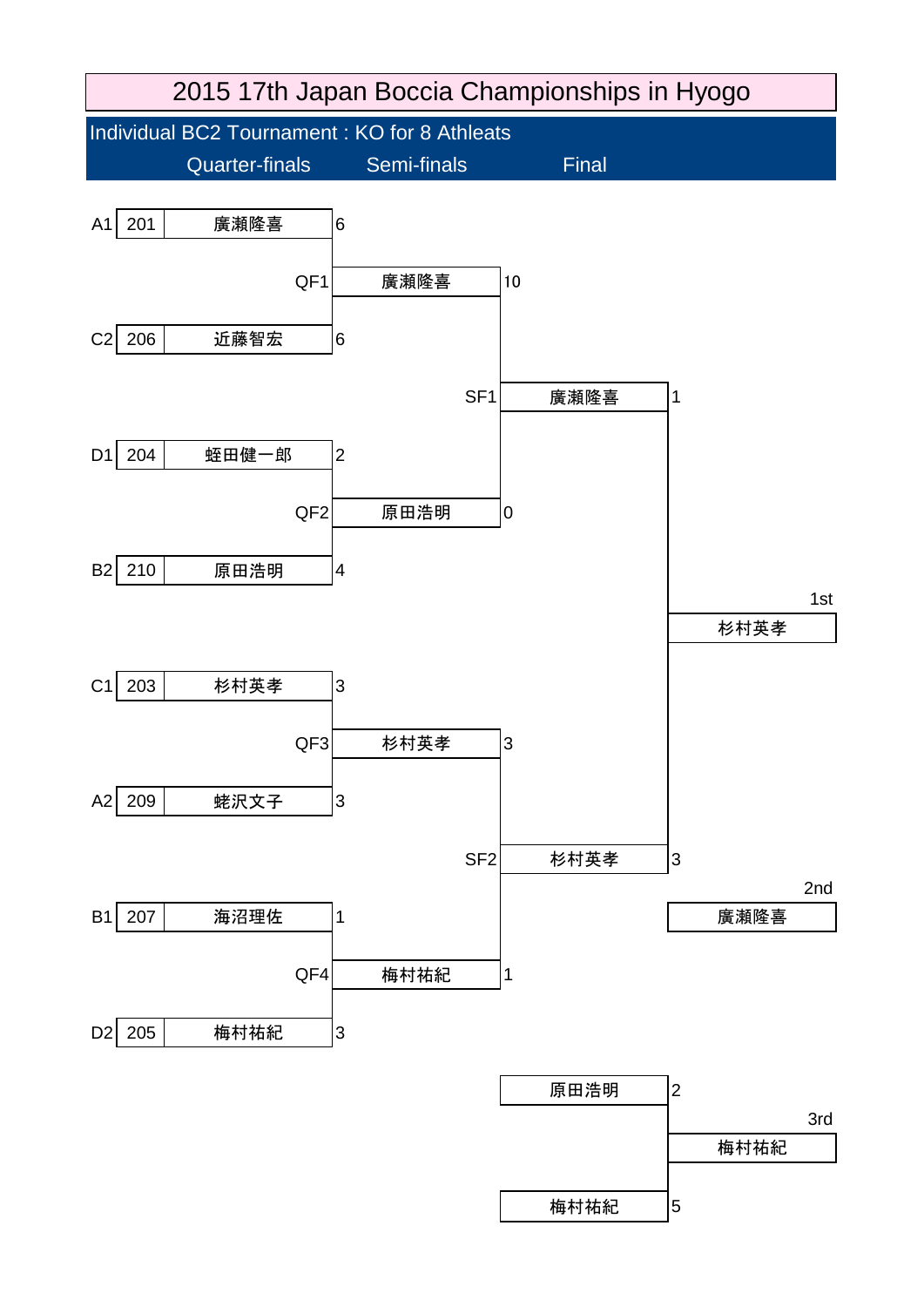# 2015 17th Japan Boccia Championships in Hyogo

## Individual BC2 Tournament : KO for 8 Athleats

### Quarter-finals

| Pool | No. | Name | Score |
|---|---|---|---|
| A1 | 201 | 廣瀬隆喜 | 6 |
| C2 | 206 | 近藤智宏 | 6 |
| D1 | 204 | 蛭田健一郎 | 2 |
| B2 | 210 | 原田浩明 | 4 |
| C1 | 203 | 杉村英孝 | 3 |
| A2 | 209 | 蛯沢文子 | 3 |
| B1 | 207 | 海沼理佐 | 1 |
| D2 | 205 | 梅村祐紀 | 3 |

### Semi-finals

| Match | Name | Score |
|---|---|---|
| QF1 | 廣瀬隆喜 | 10 |
| QF2 | 原田浩明 | 0 |
| QF3 | 杉村英孝 | 3 |
| QF4 | 梅村祐紀 | 1 |

### Final

| Match | Name | Score |
|---|---|---|
| SF1 | 廣瀬隆喜 | 1 |
| SF2 | 杉村英孝 | 3 |

### 3rd Place Match

| Name | Score |
|---|---|
| 原田浩明 | 2 |
| 梅村祐紀 | 5 |

### Results

| Rank | Name |
|---|---|
| 1st | 杉村英孝 |
| 2nd | 廣瀬隆喜 |
| 3rd | 梅村祐紀 |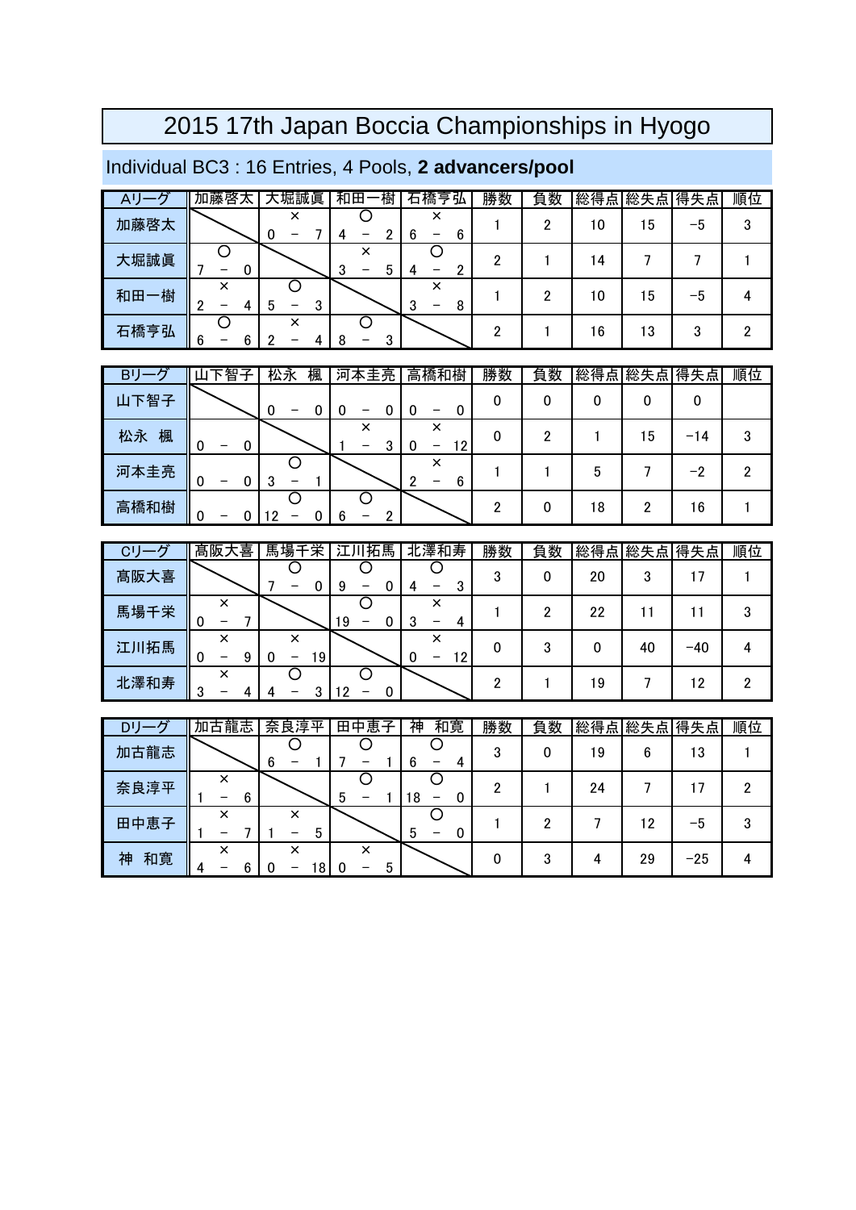# 2015 17th Japan Boccia Championships in Hyogo

## Individual BC3 : 16 Entries, 4 Pools, **2 advancers/pool**

| Aリーグ | 加藤啓太 | 大堀誠眞 | 和田一樹 | 石橋亨弘 | 勝数 | 負数 | 総得点 | 総失点 | 得失点 | 順位 |
|---|---|---|---|---|---|---|---|---|---|---|
| 加藤啓太 | | × 0 － 7 | ○ 4 － 2 | × 6 － 6 | 1 | 2 | 10 | 15 | −5 | 3 |
| 大堀誠眞 | ○ 7 － 0 | | × 3 － 5 | ○ 4 － 2 | 2 | 1 | 14 | 7 | 7 | 1 |
| 和田一樹 | × 2 － 4 | ○ 5 － 3 | | × 3 － 8 | 1 | 2 | 10 | 15 | −5 | 4 |
| 石橋亨弘 | ○ 6 － 6 | × 2 － 4 | ○ 8 － 3 | | 2 | 1 | 16 | 13 | 3 | 2 |

| Bリーグ | 山下智子 | 松永　楓 | 河本圭亮 | 高橋和樹 | 勝数 | 負数 | 総得点 | 総失点 | 得失点 | 順位 |
|---|---|---|---|---|---|---|---|---|---|---|
| 山下智子 | | 0 － 0 | 0 － 0 | 0 － 0 | 0 | 0 | 0 | 0 | 0 | |
| 松永　楓 | 0 － 0 | | × 1 － 3 | × 0 － 12 | 0 | 2 | 1 | 15 | −14 | 3 |
| 河本圭亮 | 0 － 0 | ○ 3 － 1 | | × 2 － 6 | 1 | 1 | 5 | 7 | −2 | 2 |
| 高橋和樹 | 0 － 0 | ○ 12 － 0 | ○ 6 － 2 | | 2 | 0 | 18 | 2 | 16 | 1 |

| Cリーグ | 髙阪大喜 | 馬場千栄 | 江川拓馬 | 北澤和寿 | 勝数 | 負数 | 総得点 | 総失点 | 得失点 | 順位 |
|---|---|---|---|---|---|---|---|---|---|---|
| 髙阪大喜 | | ○ 7 － 0 | ○ 9 － 0 | ○ 4 － 3 | 3 | 0 | 20 | 3 | 17 | 1 |
| 馬場千栄 | × 0 － 7 | | ○ 19 － 0 | × 3 － 4 | 1 | 2 | 22 | 11 | 11 | 3 |
| 江川拓馬 | × 0 － 9 | × 0 － 19 | | × 0 － 12 | 0 | 3 | 0 | 40 | −40 | 4 |
| 北澤和寿 | × 3 － 4 | ○ 4 － 3 | ○ 12 － 0 | | 2 | 1 | 19 | 7 | 12 | 2 |

| Dリーグ | 加古龍志 | 奈良淳平 | 田中恵子 | 神　和寛 | 勝数 | 負数 | 総得点 | 総失点 | 得失点 | 順位 |
|---|---|---|---|---|---|---|---|---|---|---|
| 加古龍志 | | ○ 6 － 1 | ○ 7 － 1 | ○ 6 － 4 | 3 | 0 | 19 | 6 | 13 | 1 |
| 奈良淳平 | × 1 － 6 | | ○ 5 － 1 | ○ 18 － 0 | 2 | 1 | 24 | 7 | 17 | 2 |
| 田中恵子 | × 1 － 7 | × 1 － 5 | | ○ 5 － 0 | 1 | 2 | 7 | 12 | −5 | 3 |
| 神　和寛 | × 4 － 6 | × 0 － 18 | × 0 － 5 | | 0 | 3 | 4 | 29 | −25 | 4 |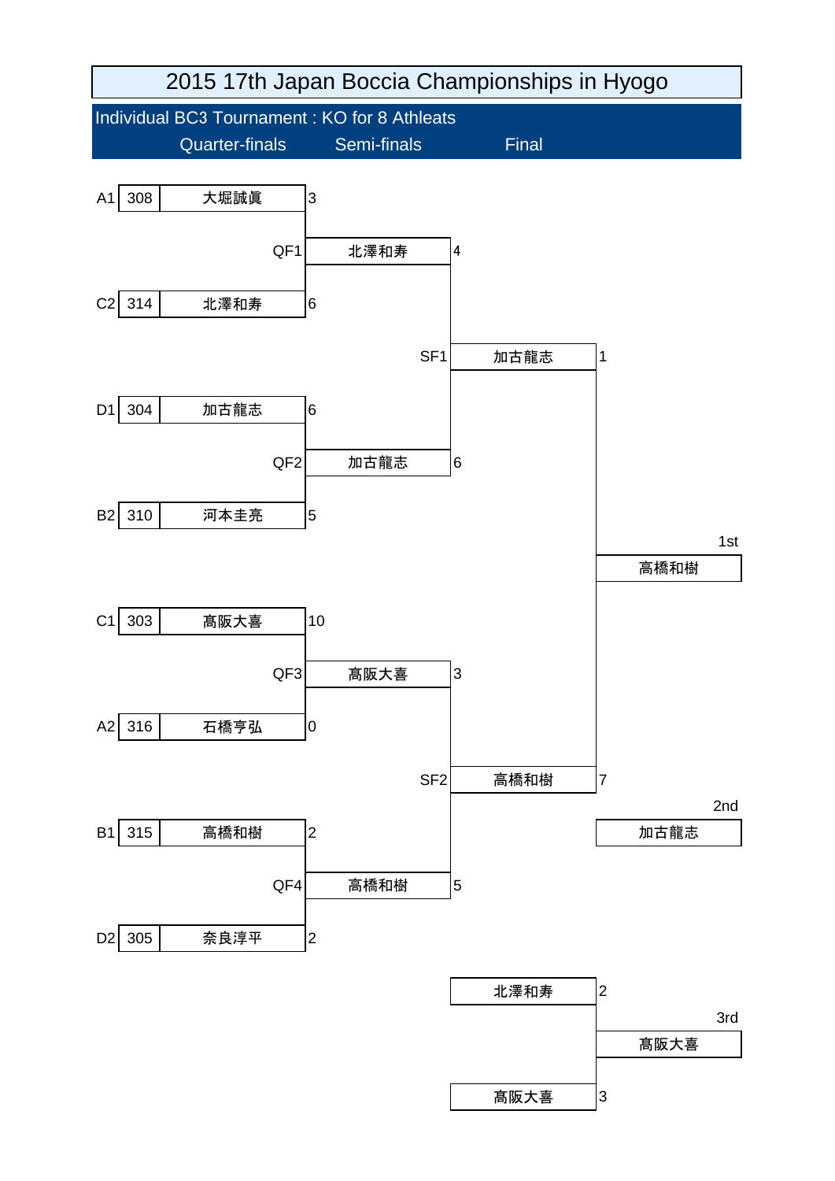# 2015 17th Japan Boccia Championships in Hyogo

## Individual BC3 Tournament : KO for 8 Athleats

### Quarter-finals

| Match | Pool | No. | Name | Score |
|---|---|---|---|---|
| QF1 | A1 | 308 | 大堀誠眞 | 3 |
| | C2 | 314 | 北澤和寿 | 6 |
| QF2 | D1 | 304 | 加古龍志 | 6 |
| | B2 | 310 | 河本圭亮 | 5 |
| QF3 | C1 | 303 | 高阪大喜 | 10 |
| | A2 | 316 | 石橋亨弘 | 0 |
| QF4 | B1 | 315 | 高橋和樹 | 2 |
| | D2 | 305 | 奈良淳平 | 2 |

### Semi-finals

| Match | Name | Score |
|---|---|---|
| SF1 | 北澤和寿 | 4 |
| | 加古龍志 | 6 |
| SF2 | 高阪大喜 | 3 |
| | 高橋和樹 | 5 |

### Final

| Name | Score |
|---|---|
| 加古龍志 | 1 |
| 高橋和樹 | 7 |

### 3rd Place Match

| Name | Score |
|---|---|
| 北澤和寿 | 2 |
| 高阪大喜 | 3 |

### Results

| Place | Name |
|---|---|
| 1st | 高橋和樹 |
| 2nd | 加古龍志 |
| 3rd | 高阪大喜 |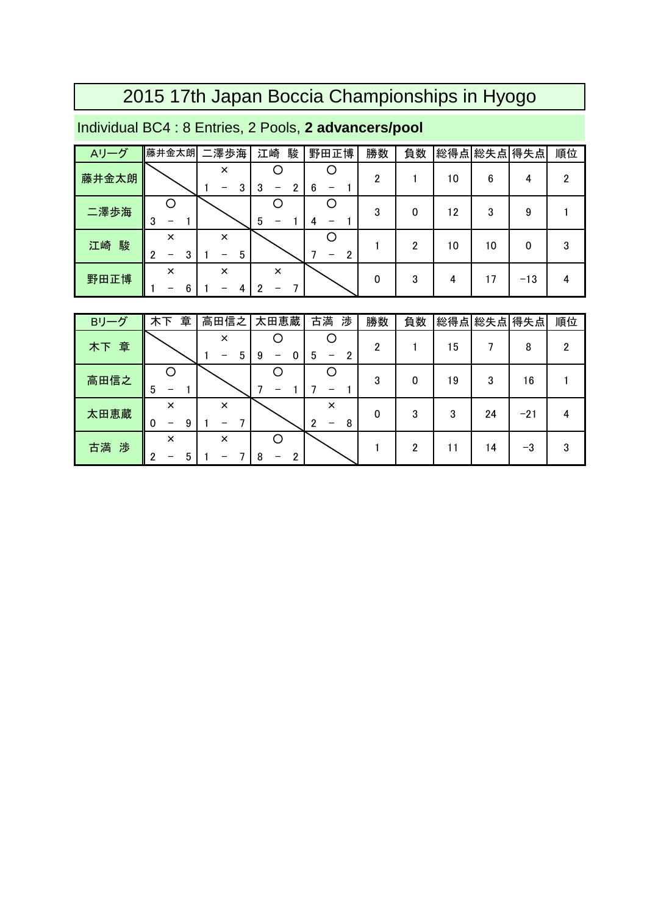# 2015 17th Japan Boccia Championships in Hyogo

## Individual BC4 : 8 Entries, 2 Pools, **2 advancers/pool**

| Aリーグ | 藤井金太朗 | 二澤歩海 | 江崎　駿 | 野田正博 | 勝数 | 負数 | 総得点 | 総失点 | 得失点 | 順位 |
|---|---|---|---|---|---|---|---|---|---|---|
| 藤井金太朗 | | × 1 － 3 | ○ 3 － 2 | ○ 6 － 1 | 2 | 1 | 10 | 6 | 4 | 2 |
| 二澤歩海 | ○ 3 － 1 | | ○ 5 － 1 | ○ 4 － 1 | 3 | 0 | 12 | 3 | 9 | 1 |
| 江崎　駿 | × 2 － 3 | × 1 － 5 | | ○ 7 － 2 | 1 | 2 | 10 | 10 | 0 | 3 |
| 野田正博 | × 1 － 6 | × 1 － 4 | × 2 － 7 | | 0 | 3 | 4 | 17 | −13 | 4 |

| Bリーグ | 木下　章 | 高田信之 | 太田恵蔵 | 古満　渉 | 勝数 | 負数 | 総得点 | 総失点 | 得失点 | 順位 |
|---|---|---|---|---|---|---|---|---|---|---|
| 木下　章 | | × 1 － 5 | ○ 9 － 0 | ○ 5 － 2 | 2 | 1 | 15 | 7 | 8 | 2 |
| 高田信之 | ○ 5 － 1 | | ○ 7 － 1 | ○ 7 － 1 | 3 | 0 | 19 | 3 | 16 | 1 |
| 太田恵蔵 | × 0 － 9 | × 1 － 7 | | × 2 － 8 | 0 | 3 | 3 | 24 | −21 | 4 |
| 古満　渉 | × 2 － 5 | × 1 － 7 | ○ 8 － 2 | | 1 | 2 | 11 | 14 | −3 | 3 |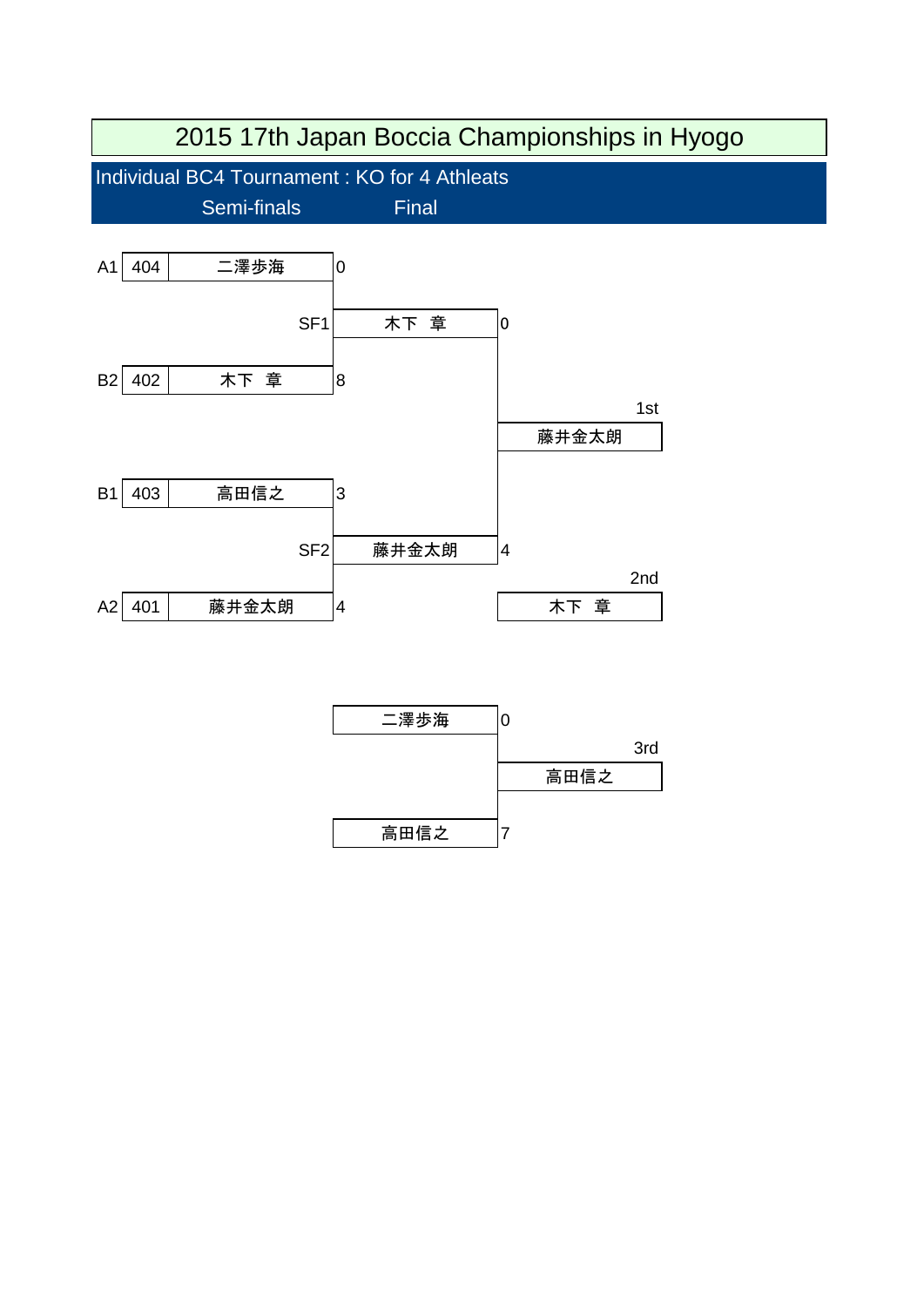# 2015 17th Japan Boccia Championships in Hyogo

## Individual BC4 Tournament : KO for 4 Athleats

### Semi-finals

| Seed | No. | Name | Score |
|---|---|---|---|
| A1 | 404 | 二澤歩海 | 0 |
| B2 | 402 | 木下　章 | 8 |

SF1: 木下　章

| Seed | No. | Name | Score |
|---|---|---|---|
| B1 | 403 | 高田信之 | 3 |
| A2 | 401 | 藤井金太朗 | 4 |

SF2: 藤井金太朗

### Final

| Name | Score |
|---|---|
| 木下　章 | 0 |
| 藤井金太朗 | 4 |

1st: 藤井金太朗

2nd: 木下　章

### 3rd Place

| Name | Score |
|---|---|
| 二澤歩海 | 0 |
| 高田信之 | 7 |

3rd: 高田信之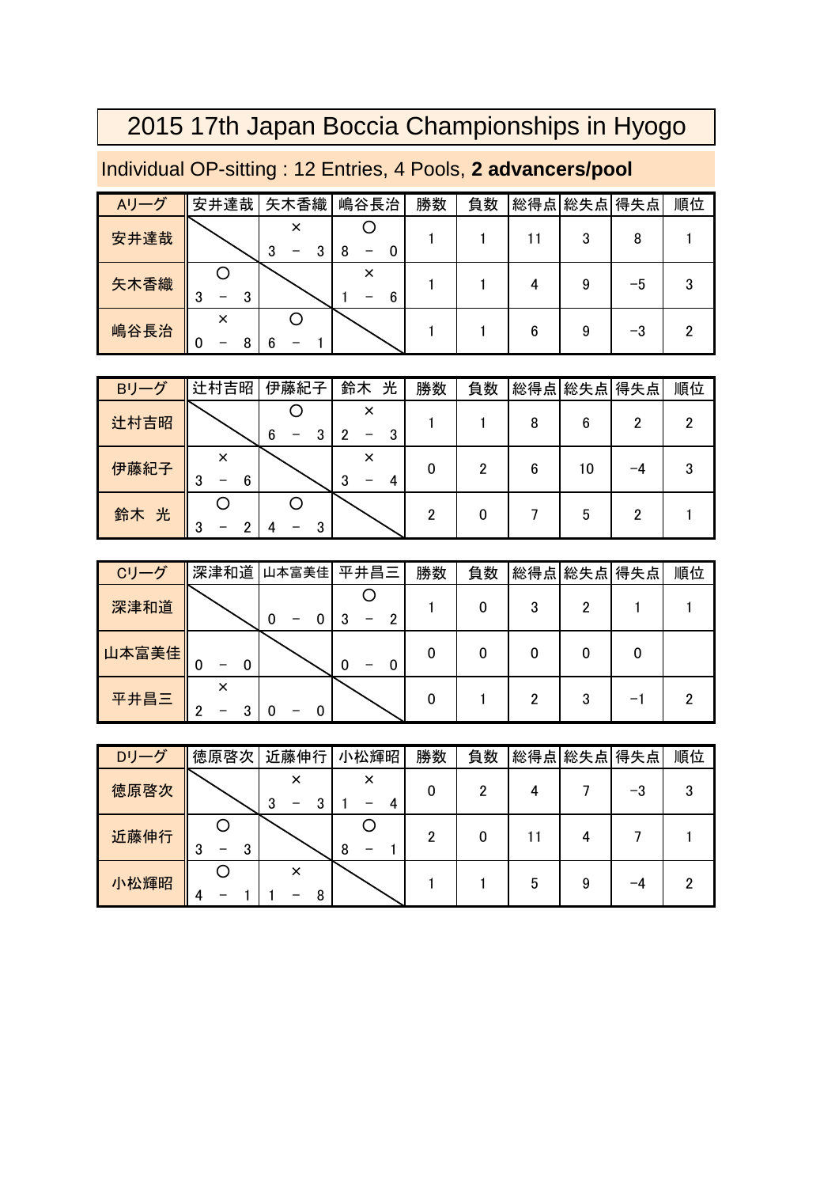# 2015 17th Japan Boccia Championships in Hyogo

## Individual OP-sitting : 12 Entries, 4 Pools, **2 advancers/pool**

| Aリーグ | 安井達哉 | 矢木香織 | 嶋谷長治 | 勝数 | 負数 | 総得点 | 総失点 | 得失点 | 順位 |
|---|---|---|---|---|---|---|---|---|---|
| 安井達哉 | | × 3 － 3 | ○ 8 － 0 | 1 | 1 | 11 | 3 | 8 | 1 |
| 矢木香織 | ○ 3 － 3 | | × 1 － 6 | 1 | 1 | 4 | 9 | −5 | 3 |
| 嶋谷長治 | × 0 － 8 | ○ 6 － 1 | | 1 | 1 | 6 | 9 | −3 | 2 |

| Bリーグ | 辻村吉昭 | 伊藤紀子 | 鈴木　光 | 勝数 | 負数 | 総得点 | 総失点 | 得失点 | 順位 |
|---|---|---|---|---|---|---|---|---|---|
| 辻村吉昭 | | ○ 6 － 3 | × 2 － 3 | 1 | 1 | 8 | 6 | 2 | 2 |
| 伊藤紀子 | × 3 － 6 | | × 3 － 4 | 0 | 2 | 6 | 10 | −4 | 3 |
| 鈴木　光 | ○ 3 － 2 | ○ 4 － 3 | | 2 | 0 | 7 | 5 | 2 | 1 |

| Cリーグ | 深津和道 | 山本富美佳 | 平井昌三 | 勝数 | 負数 | 総得点 | 総失点 | 得失点 | 順位 |
|---|---|---|---|---|---|---|---|---|---|
| 深津和道 | | 0 － 0 | ○ 3 － 2 | 1 | 0 | 3 | 2 | 1 | 1 |
| 山本富美佳 | 0 － 0 | | 0 － 0 | 0 | 0 | 0 | 0 | 0 | |
| 平井昌三 | × 2 － 3 | 0 － 0 | | 0 | 1 | 2 | 3 | −1 | 2 |

| Dリーグ | 徳原啓次 | 近藤伸行 | 小松輝昭 | 勝数 | 負数 | 総得点 | 総失点 | 得失点 | 順位 |
|---|---|---|---|---|---|---|---|---|---|
| 徳原啓次 | | × 3 － 3 | × 1 － 4 | 0 | 2 | 4 | 7 | −3 | 3 |
| 近藤伸行 | ○ 3 － 3 | | ○ 8 － 1 | 2 | 0 | 11 | 4 | 7 | 1 |
| 小松輝昭 | ○ 4 － 1 | × 1 － 8 | | 1 | 1 | 5 | 9 | −4 | 2 |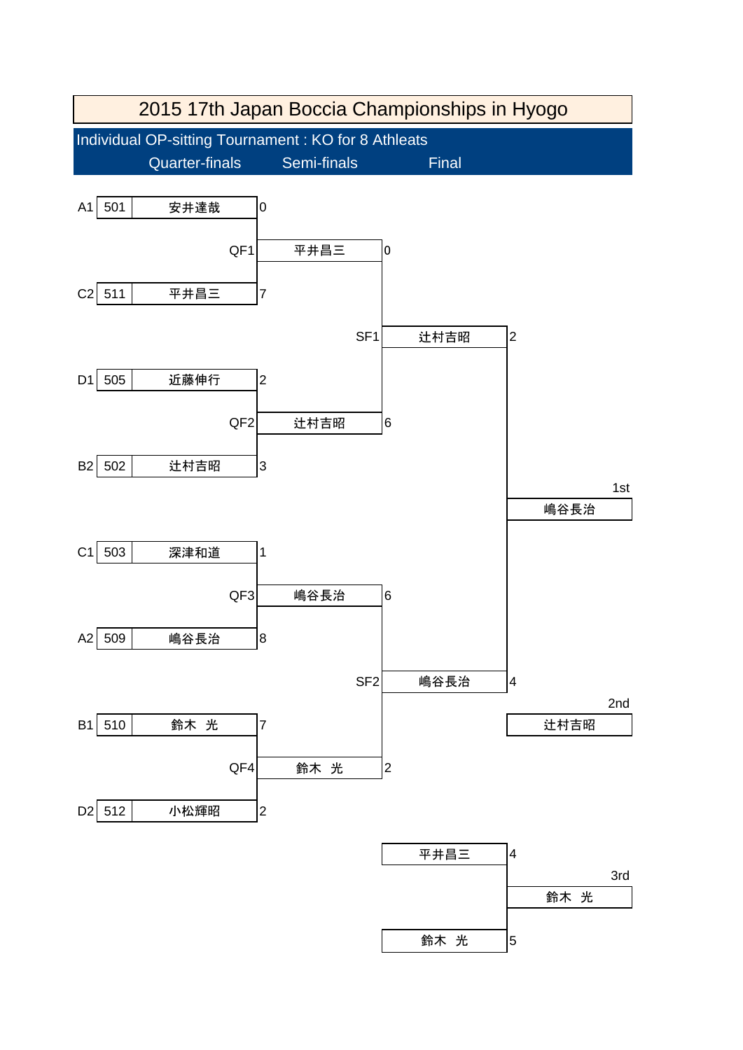# 2015 17th Japan Boccia Championships in Hyogo

## Individual OP-sitting Tournament : KO for 8 Athleats

### Quarter-finals

| Match | Seed | No. | Name | Score |
|---|---|---|---|---|
| QF1 | A1 | 501 | 安井達哉 | 0 |
| QF1 | C2 | 511 | 平井昌三 | 7 |
| QF2 | D1 | 505 | 近藤伸行 | 2 |
| QF2 | B2 | 502 | 辻村吉昭 | 3 |
| QF3 | C1 | 503 | 深津和道 | 1 |
| QF3 | A2 | 509 | 嶋谷長治 | 8 |
| QF4 | B1 | 510 | 鈴木　光 | 7 |
| QF4 | D2 | 512 | 小松輝昭 | 2 |

### Semi-finals

| Match | Name | Score |
|---|---|---|
| SF1 | 平井昌三 | 0 |
| SF1 | 辻村吉昭 | 6 |
| SF2 | 嶋谷長治 | 6 |
| SF2 | 鈴木　光 | 2 |

### Final

| Name | Score |
|---|---|
| 辻村吉昭 | 2 |
| 嶋谷長治 | 4 |

### 3rd place match

| Name | Score |
|---|---|
| 平井昌三 | 4 |
| 鈴木　光 | 5 |

### Results

| Place | Name |
|---|---|
| 1st | 嶋谷長治 |
| 2nd | 辻村吉昭 |
| 3rd | 鈴木　光 |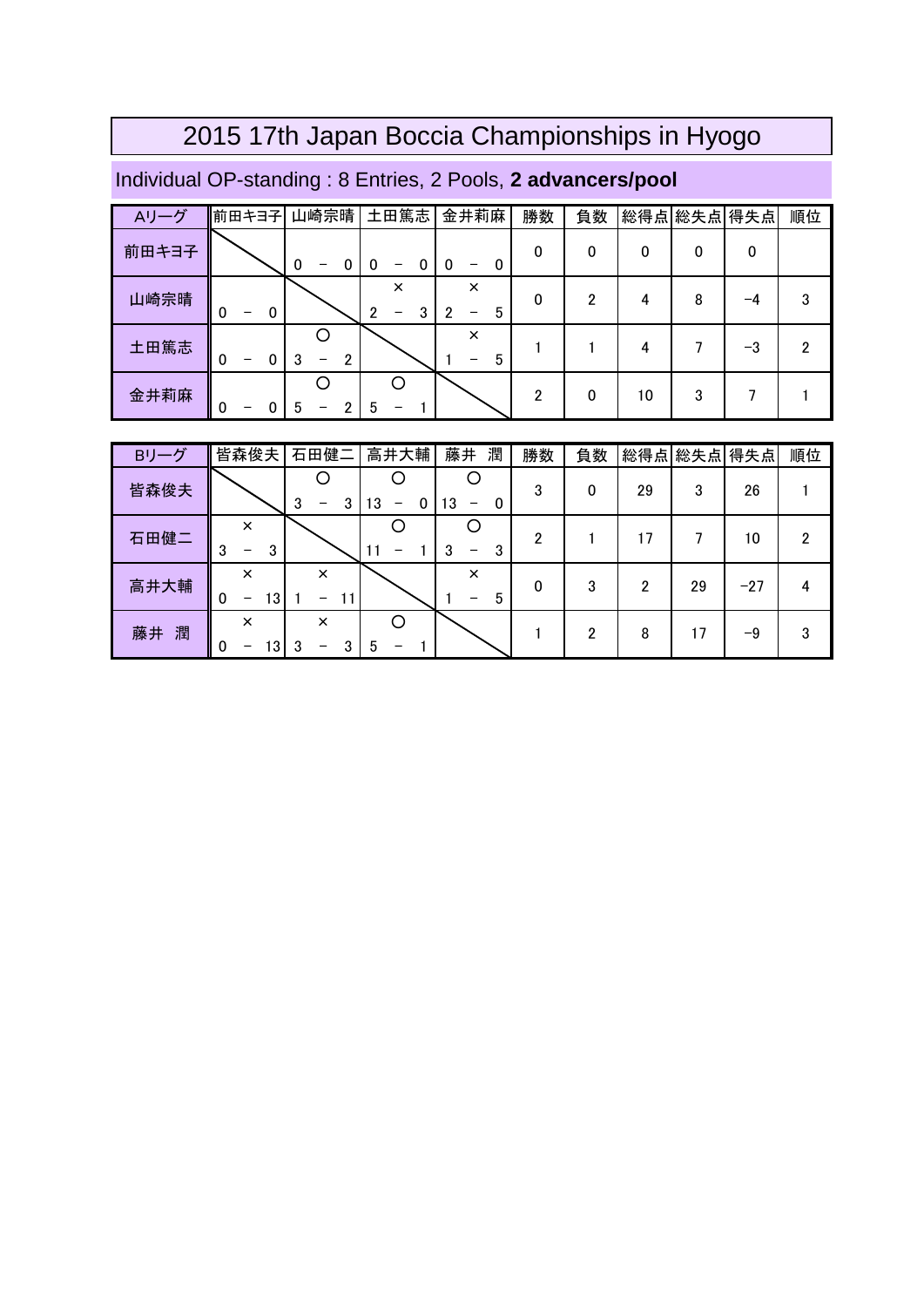# 2015 17th Japan Boccia Championships in Hyogo

## Individual OP-standing : 8 Entries, 2 Pools, **2 advancers/pool**

| Aリーグ | 前田キヨ子 | 山崎宗晴 | 土田篤志 | 金井莉麻 | 勝数 | 負数 | 総得点 | 総失点 | 得失点 | 順位 |
|---|---|---|---|---|---|---|---|---|---|---|
| 前田キヨ子 | | 0 － 0 | 0 － 0 | 0 － 0 | 0 | 0 | 0 | 0 | 0 | |
| 山崎宗晴 | 0 － 0 | | × 2 － 3 | × 2 － 5 | 0 | 2 | 4 | 8 | −4 | 3 |
| 土田篤志 | 0 － 0 | ○ 3 － 2 | | × 1 － 5 | 1 | 1 | 4 | 7 | −3 | 2 |
| 金井莉麻 | 0 － 0 | ○ 5 － 2 | ○ 5 － 1 | | 2 | 0 | 10 | 3 | 7 | 1 |

| Bリーグ | 皆森俊夫 | 石田健二 | 高井大輔 | 藤井　潤 | 勝数 | 負数 | 総得点 | 総失点 | 得失点 | 順位 |
|---|---|---|---|---|---|---|---|---|---|---|
| 皆森俊夫 | | ○ 3 － 3 | ○ 13 － 0 | ○ 13 － 0 | 3 | 0 | 29 | 3 | 26 | 1 |
| 石田健二 | × 3 － 3 | | ○ 11 － 1 | ○ 3 － 3 | 2 | 1 | 17 | 7 | 10 | 2 |
| 高井大輔 | × 0 － 13 | × 1 － 11 | | × 1 － 5 | 0 | 3 | 2 | 29 | −27 | 4 |
| 藤井　潤 | × 0 － 13 | × 3 － 3 | ○ 5 － 1 | | 1 | 2 | 8 | 17 | −9 | 3 |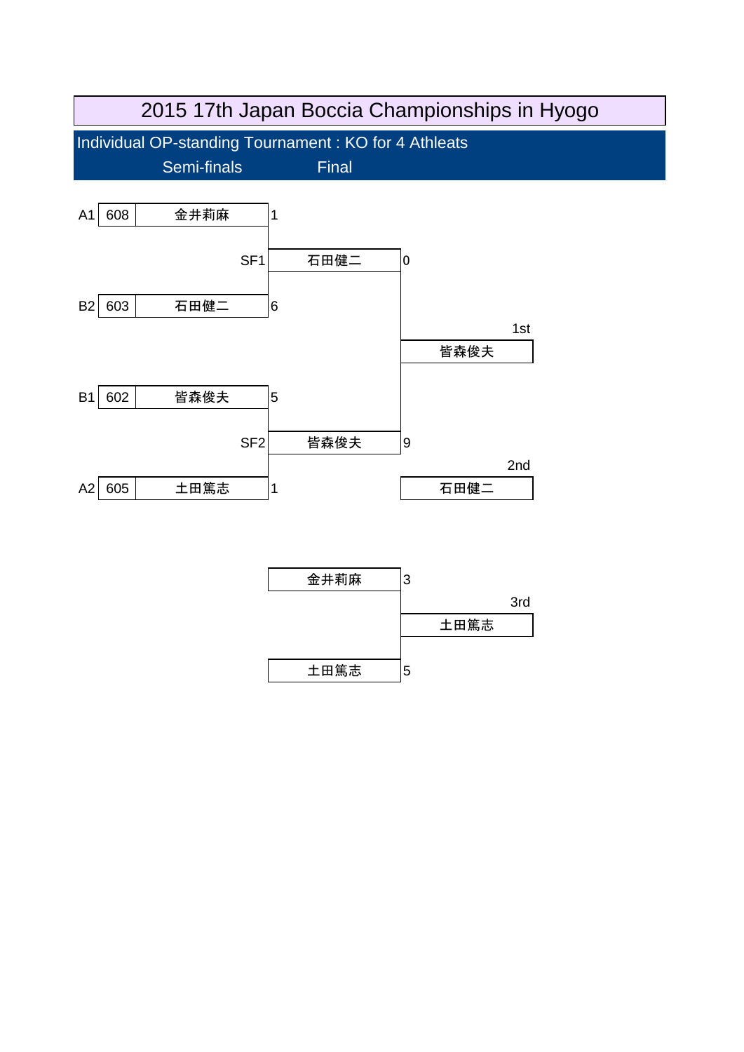# 2015 17th Japan Boccia Championships in Hyogo

## Individual OP-standing Tournament : KO for 4 Athleats

Semi-finals / Final

| Seed | No. | Name | Score |
|---|---|---|---|
| A1 | 608 | 金井莉麻 | 1 |
| B2 | 603 | 石田健二 | 6 |
| B1 | 602 | 皆森俊夫 | 5 |
| A2 | 605 | 土田篤志 | 1 |

SF1: 石田健二 0

SF2: 皆森俊夫 9

1st: 皆森俊夫

2nd: 石田健二

| Name | Score |
|---|---|
| 金井莉麻 | 3 |
| 土田篤志 | 5 |

3rd: 土田篤志